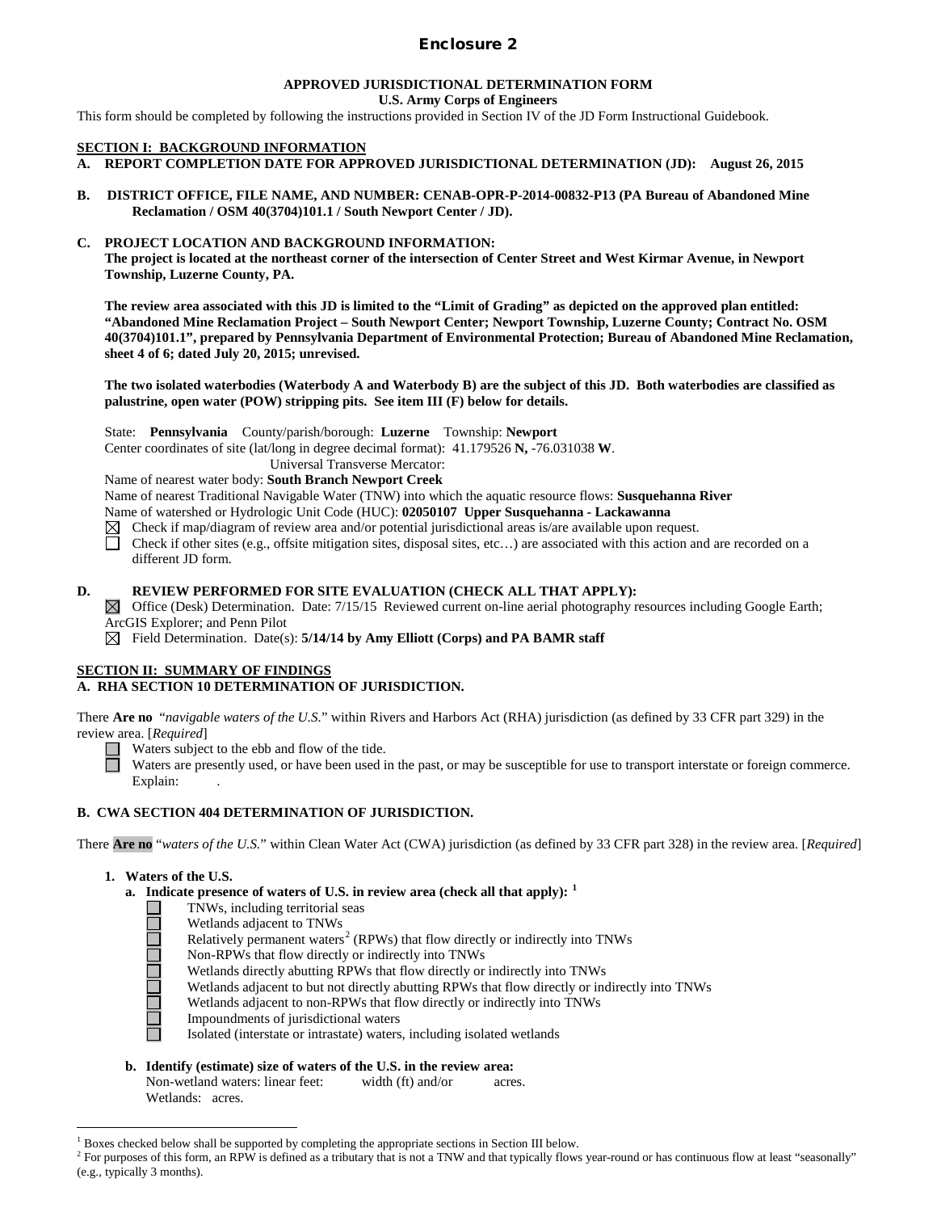# Enclosure 2

**APPROVED JURISDICTIONAL DETERMINATION FORM**
**U.S. Army Corps of Engineers**

This form should be completed by following the instructions provided in Section IV of the JD Form Instructional Guidebook.

## SECTION I: BACKGROUND INFORMATION

**A. REPORT COMPLETION DATE FOR APPROVED JURISDICTIONAL DETERMINATION (JD): August 26, 2015**

**B. DISTRICT OFFICE, FILE NAME, AND NUMBER: CENAB-OPR-P-2014-00832-P13 (PA Bureau of Abandoned Mine Reclamation / OSM 40(3704)101.1 / South Newport Center / JD).**

**C. PROJECT LOCATION AND BACKGROUND INFORMATION:**
**The project is located at the northeast corner of the intersection of Center Street and West Kirmar Avenue, in Newport Township, Luzerne County, PA.**

**The review area associated with this JD is limited to the "Limit of Grading" as depicted on the approved plan entitled: "Abandoned Mine Reclamation Project – South Newport Center; Newport Township, Luzerne County; Contract No. OSM 40(3704)101.1", prepared by Pennsylvania Department of Environmental Protection; Bureau of Abandoned Mine Reclamation, sheet 4 of 6; dated July 20, 2015; unrevised.**

**The two isolated waterbodies (Waterbody A and Waterbody B) are the subject of this JD. Both waterbodies are classified as palustrine, open water (POW) stripping pits. See item III (F) below for details.**

State: **Pennsylvania** County/parish/borough: **Luzerne** Township: **Newport**
Center coordinates of site (lat/long in degree decimal format): 41.179526 **N,** -76.031038 **W**.
Universal Transverse Mercator:
Name of nearest water body: **South Branch Newport Creek**
Name of nearest Traditional Navigable Water (TNW) into which the aquatic resource flows: **Susquehanna River**
Name of watershed or Hydrologic Unit Code (HUC): **02050107 Upper Susquehanna - Lackawanna**
☒ Check if map/diagram of review area and/or potential jurisdictional areas is/are available upon request.
☐ Check if other sites (e.g., offsite mitigation sites, disposal sites, etc…) are associated with this action and are recorded on a different JD form.

**D. REVIEW PERFORMED FOR SITE EVALUATION (CHECK ALL THAT APPLY):**
☒ Office (Desk) Determination. Date: 7/15/15 Reviewed current on-line aerial photography resources including Google Earth; ArcGIS Explorer; and Penn Pilot
☒ Field Determination. Date(s): **5/14/14 by Amy Elliott (Corps) and PA BAMR staff**

## SECTION II: SUMMARY OF FINDINGS

**A. RHA SECTION 10 DETERMINATION OF JURISDICTION.**

There **Are no** "*navigable waters of the U.S.*" within Rivers and Harbors Act (RHA) jurisdiction (as defined by 33 CFR part 329) in the review area. [*Required*]
☐ Waters subject to the ebb and flow of the tide.
☐ Waters are presently used, or have been used in the past, or may be susceptible for use to transport interstate or foreign commerce. Explain: .

**B. CWA SECTION 404 DETERMINATION OF JURISDICTION.**

There **Are no** "*waters of the U.S.*" within Clean Water Act (CWA) jurisdiction (as defined by 33 CFR part 328) in the review area. [*Required*]

**1. Waters of the U.S.**

**a. Indicate presence of waters of U.S. in review area (check all that apply):** [1]
☐ TNWs, including territorial seas
☐ Wetlands adjacent to TNWs
☐ Relatively permanent waters[2] (RPWs) that flow directly or indirectly into TNWs
☐ Non-RPWs that flow directly or indirectly into TNWs
☐ Wetlands directly abutting RPWs that flow directly or indirectly into TNWs
☐ Wetlands adjacent to but not directly abutting RPWs that flow directly or indirectly into TNWs
☐ Wetlands adjacent to non-RPWs that flow directly or indirectly into TNWs
☐ Impoundments of jurisdictional waters
☐ Isolated (interstate or intrastate) waters, including isolated wetlands

**b. Identify (estimate) size of waters of the U.S. in the review area:**
Non-wetland waters: linear feet: width (ft) and/or acres.
Wetlands: acres.

---

[1] Boxes checked below shall be supported by completing the appropriate sections in Section III below.
[2] For purposes of this form, an RPW is defined as a tributary that is not a TNW and that typically flows year-round or has continuous flow at least "seasonally" (e.g., typically 3 months).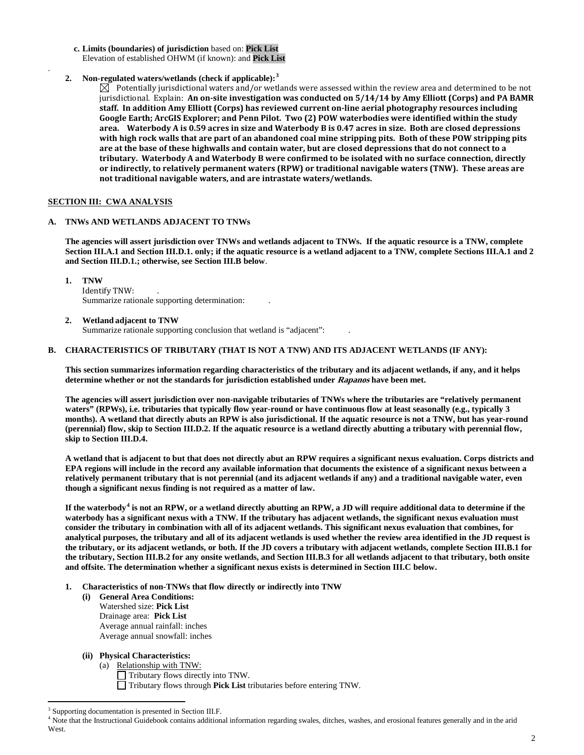**c. Limits (boundaries) of jurisdiction** based on: **Pick List**
Elevation of established OHWM (if known): and **Pick List**

.

**2. Non-regulated waters/wetlands (check if applicable):**[3]

☒ Potentially jurisdictional waters and/or wetlands were assessed within the review area and determined to be not jurisdictional. Explain: **An on-site investigation was conducted on 5/14/14 by Amy Elliott (Corps) and PA BAMR staff. In addition Amy Elliott (Corps) has reviewed current on-line aerial photography resources including Google Earth; ArcGIS Explorer; and Penn Pilot. Two (2) POW waterbodies were identified within the study area. Waterbody A is 0.59 acres in size and Waterbody B is 0.47 acres in size. Both are closed depressions with high rock walls that are part of an abandoned coal mine stripping pits. Both of these POW stripping pits are at the base of these highwalls and contain water, but are closed depressions that do not connect to a tributary. Waterbody A and Waterbody B were confirmed to be isolated with no surface connection, directly or indirectly, to relatively permanent waters (RPW) or traditional navigable waters (TNW). These areas are not traditional navigable waters, and are intrastate waters/wetlands.**

## SECTION III: CWA ANALYSIS

### A. TNWs AND WETLANDS ADJACENT TO TNWs

**The agencies will assert jurisdiction over TNWs and wetlands adjacent to TNWs. If the aquatic resource is a TNW, complete Section III.A.1 and Section III.D.1. only; if the aquatic resource is a wetland adjacent to a TNW, complete Sections III.A.1 and 2 and Section III.D.1.; otherwise, see Section III.B below**.

**1. TNW**
Identify TNW: .
Summarize rationale supporting determination: .

**2. Wetland adjacent to TNW**
Summarize rationale supporting conclusion that wetland is "adjacent": .

### B. CHARACTERISTICS OF TRIBUTARY (THAT IS NOT A TNW) AND ITS ADJACENT WETLANDS (IF ANY):

**This section summarizes information regarding characteristics of the tributary and its adjacent wetlands, if any, and it helps determine whether or not the standards for jurisdiction established under *Rapanos* have been met.**

**The agencies will assert jurisdiction over non-navigable tributaries of TNWs where the tributaries are "relatively permanent waters" (RPWs), i.e. tributaries that typically flow year-round or have continuous flow at least seasonally (e.g., typically 3 months). A wetland that directly abuts an RPW is also jurisdictional. If the aquatic resource is not a TNW, but has year-round (perennial) flow, skip to Section III.D.2. If the aquatic resource is a wetland directly abutting a tributary with perennial flow, skip to Section III.D.4.**

**A wetland that is adjacent to but that does not directly abut an RPW requires a significant nexus evaluation. Corps districts and EPA regions will include in the record any available information that documents the existence of a significant nexus between a relatively permanent tributary that is not perennial (and its adjacent wetlands if any) and a traditional navigable water, even though a significant nexus finding is not required as a matter of law.**

**If the waterbody[4] is not an RPW, or a wetland directly abutting an RPW, a JD will require additional data to determine if the waterbody has a significant nexus with a TNW. If the tributary has adjacent wetlands, the significant nexus evaluation must consider the tributary in combination with all of its adjacent wetlands. This significant nexus evaluation that combines, for analytical purposes, the tributary and all of its adjacent wetlands is used whether the review area identified in the JD request is the tributary, or its adjacent wetlands, or both. If the JD covers a tributary with adjacent wetlands, complete Section III.B.1 for the tributary, Section III.B.2 for any onsite wetlands, and Section III.B.3 for all wetlands adjacent to that tributary, both onsite and offsite. The determination whether a significant nexus exists is determined in Section III.C below.**

**1. Characteristics of non-TNWs that flow directly or indirectly into TNW**

**(i) General Area Conditions:**
Watershed size: **Pick List**
Drainage area: **Pick List**
Average annual rainfall: inches
Average annual snowfall: inches

**(ii) Physical Characteristics:**

(a) Relationship with TNW:
☐ Tributary flows directly into TNW.
☐ Tributary flows through **Pick List** tributaries before entering TNW.

---

[3] Supporting documentation is presented in Section III.F.
[4] Note that the Instructional Guidebook contains additional information regarding swales, ditches, washes, and erosional features generally and in the arid West.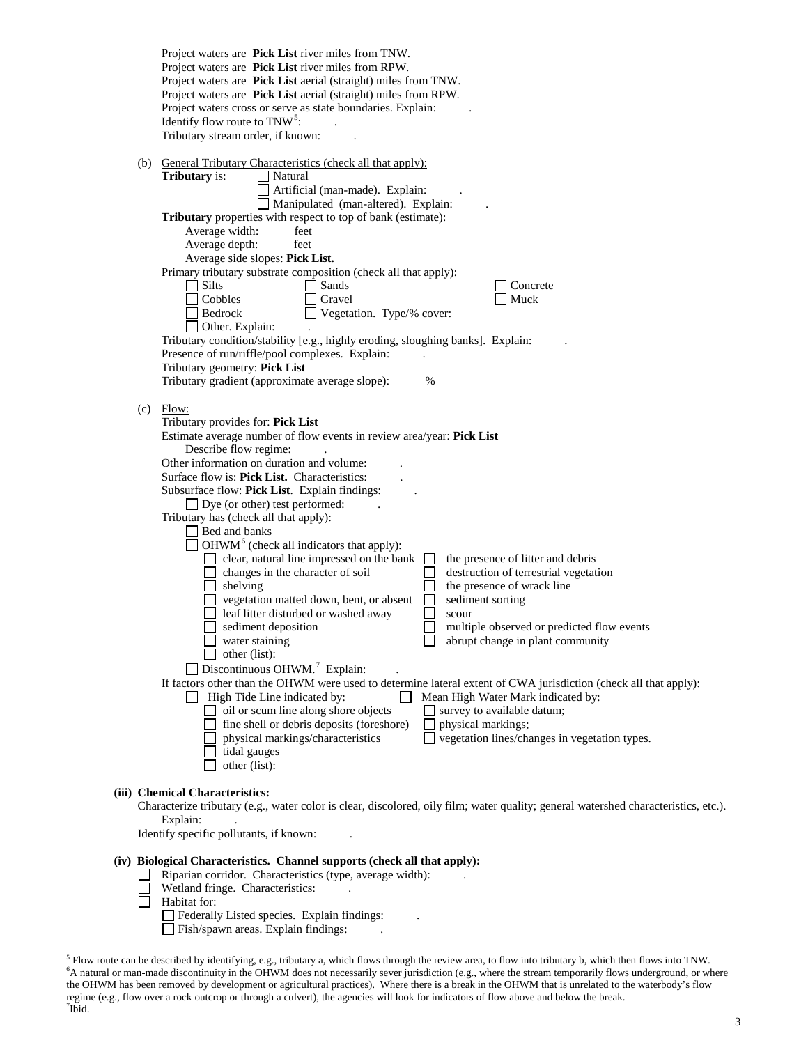Project waters are **Pick List** river miles from TNW.
Project waters are **Pick List** river miles from RPW.
Project waters are **Pick List** aerial (straight) miles from TNW.
Project waters are **Pick List** aerial (straight) miles from RPW.
Project waters cross or serve as state boundaries. Explain: .
Identify flow route to TNW[5]: .
Tributary stream order, if known: .

(b) General Tributary Characteristics (check all that apply):
**Tributary** is: ☐ Natural
☐ Artificial (man-made). Explain: .
☐ Manipulated (man-altered). Explain: .

**Tributary** properties with respect to top of bank (estimate):
Average width: feet
Average depth: feet
Average side slopes: **Pick List.**

Primary tributary substrate composition (check all that apply):
☐ Silts ☐ Sands ☐ Concrete
☐ Cobbles ☐ Gravel ☐ Muck
☐ Bedrock ☐ Vegetation. Type/% cover:
☐ Other. Explain: .

Tributary condition/stability [e.g., highly eroding, sloughing banks]. Explain: .
Presence of run/riffle/pool complexes. Explain: .
Tributary geometry: **Pick List**
Tributary gradient (approximate average slope): %

(c) Flow:
Tributary provides for: **Pick List**
Estimate average number of flow events in review area/year: **Pick List**
Describe flow regime: .
Other information on duration and volume: .
Surface flow is: **Pick List.** Characteristics: .
Subsurface flow: **Pick List**. Explain findings: .
☐ Dye (or other) test performed: .

Tributary has (check all that apply):
☐ Bed and banks
☐ OHWM[6] (check all indicators that apply):
☐ clear, natural line impressed on the bank ☐ the presence of litter and debris
☐ changes in the character of soil ☐ destruction of terrestrial vegetation
☐ shelving ☐ the presence of wrack line
☐ vegetation matted down, bent, or absent ☐ sediment sorting
☐ leaf litter disturbed or washed away ☐ scour
☐ sediment deposition ☐ multiple observed or predicted flow events
☐ water staining ☐ abrupt change in plant community
☐ other (list):
☐ Discontinuous OHWM.[7] Explain: .

If factors other than the OHWM were used to determine lateral extent of CWA jurisdiction (check all that apply):
☐ High Tide Line indicated by: ☐ Mean High Water Mark indicated by:
☐ oil or scum line along shore objects ☐ survey to available datum;
☐ fine shell or debris deposits (foreshore) ☐ physical markings;
☐ physical markings/characteristics ☐ vegetation lines/changes in vegetation types.
☐ tidal gauges
☐ other (list):

**(iii) Chemical Characteristics:**
Characterize tributary (e.g., water color is clear, discolored, oily film; water quality; general watershed characteristics, etc.).
Explain: .
Identify specific pollutants, if known: .

**(iv) Biological Characteristics. Channel supports (check all that apply):**
☐ Riparian corridor. Characteristics (type, average width): .
☐ Wetland fringe. Characteristics: .
☐ Habitat for:
☐ Federally Listed species. Explain findings: .
☐ Fish/spawn areas. Explain findings: .

---

[5] Flow route can be described by identifying, e.g., tributary a, which flows through the review area, to flow into tributary b, which then flows into TNW.
[6] A natural or man-made discontinuity in the OHWM does not necessarily sever jurisdiction (e.g., where the stream temporarily flows underground, or where the OHWM has been removed by development or agricultural practices). Where there is a break in the OHWM that is unrelated to the waterbody's flow regime (e.g., flow over a rock outcrop or through a culvert), the agencies will look for indicators of flow above and below the break.
[7] Ibid.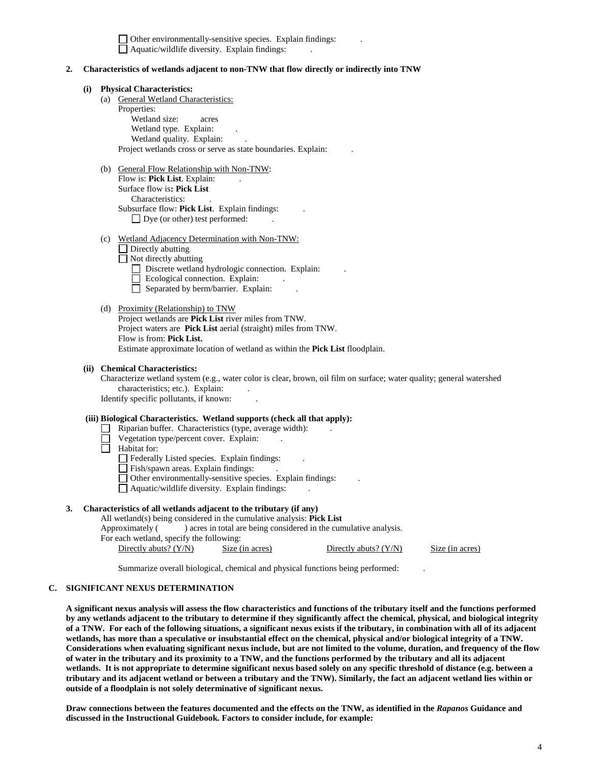☐ Other environmentally-sensitive species. Explain findings: .
☐ Aquatic/wildlife diversity. Explain findings: .

**2. Characteristics of wetlands adjacent to non-TNW that flow directly or indirectly into TNW**

**(i) Physical Characteristics:**

(a) General Wetland Characteristics:
Properties:
Wetland size: acres
Wetland type. Explain: .
Wetland quality. Explain: .
Project wetlands cross or serve as state boundaries. Explain: .

(b) General Flow Relationship with Non-TNW:
Flow is: **Pick List**. Explain: .
Surface flow is**: Pick List**
Characteristics: .
Subsurface flow: **Pick List**. Explain findings: .
☐ Dye (or other) test performed: .

(c) Wetland Adjacency Determination with Non-TNW:
☐ Directly abutting
☐ Not directly abutting
☐ Discrete wetland hydrologic connection. Explain: .
☐ Ecological connection. Explain: .
☐ Separated by berm/barrier. Explain: .

(d) Proximity (Relationship) to TNW
Project wetlands are **Pick List** river miles from TNW.
Project waters are **Pick List** aerial (straight) miles from TNW.
Flow is from: **Pick List.**
Estimate approximate location of wetland as within the **Pick List** floodplain.

**(ii) Chemical Characteristics:**

Characterize wetland system (e.g., water color is clear, brown, oil film on surface; water quality; general watershed characteristics; etc.). Explain: .
Identify specific pollutants, if known: .

**(iii) Biological Characteristics. Wetland supports (check all that apply):**

☐ Riparian buffer. Characteristics (type, average width): .
☐ Vegetation type/percent cover. Explain: .
☐ Habitat for:
☐ Federally Listed species. Explain findings: .
☐ Fish/spawn areas. Explain findings: .
☐ Other environmentally-sensitive species. Explain findings: .
☐ Aquatic/wildlife diversity. Explain findings: .

**3. Characteristics of all wetlands adjacent to the tributary (if any)**

All wetland(s) being considered in the cumulative analysis: **Pick List**
Approximately ( ) acres in total are being considered in the cumulative analysis.
For each wetland, specify the following:

| Directly abuts? (Y/N) | Size (in acres) | Directly abuts? (Y/N) | Size (in acres) |
|---|---|---|---|

Summarize overall biological, chemical and physical functions being performed: .

## C. SIGNIFICANT NEXUS DETERMINATION

**A significant nexus analysis will assess the flow characteristics and functions of the tributary itself and the functions performed by any wetlands adjacent to the tributary to determine if they significantly affect the chemical, physical, and biological integrity of a TNW. For each of the following situations, a significant nexus exists if the tributary, in combination with all of its adjacent wetlands, has more than a speculative or insubstantial effect on the chemical, physical and/or biological integrity of a TNW. Considerations when evaluating significant nexus include, but are not limited to the volume, duration, and frequency of the flow of water in the tributary and its proximity to a TNW, and the functions performed by the tributary and all its adjacent wetlands. It is not appropriate to determine significant nexus based solely on any specific threshold of distance (e.g. between a tributary and its adjacent wetland or between a tributary and the TNW). Similarly, the fact an adjacent wetland lies within or outside of a floodplain is not solely determinative of significant nexus.**

**Draw connections between the features documented and the effects on the TNW, as identified in the *Rapanos* Guidance and discussed in the Instructional Guidebook. Factors to consider include, for example:**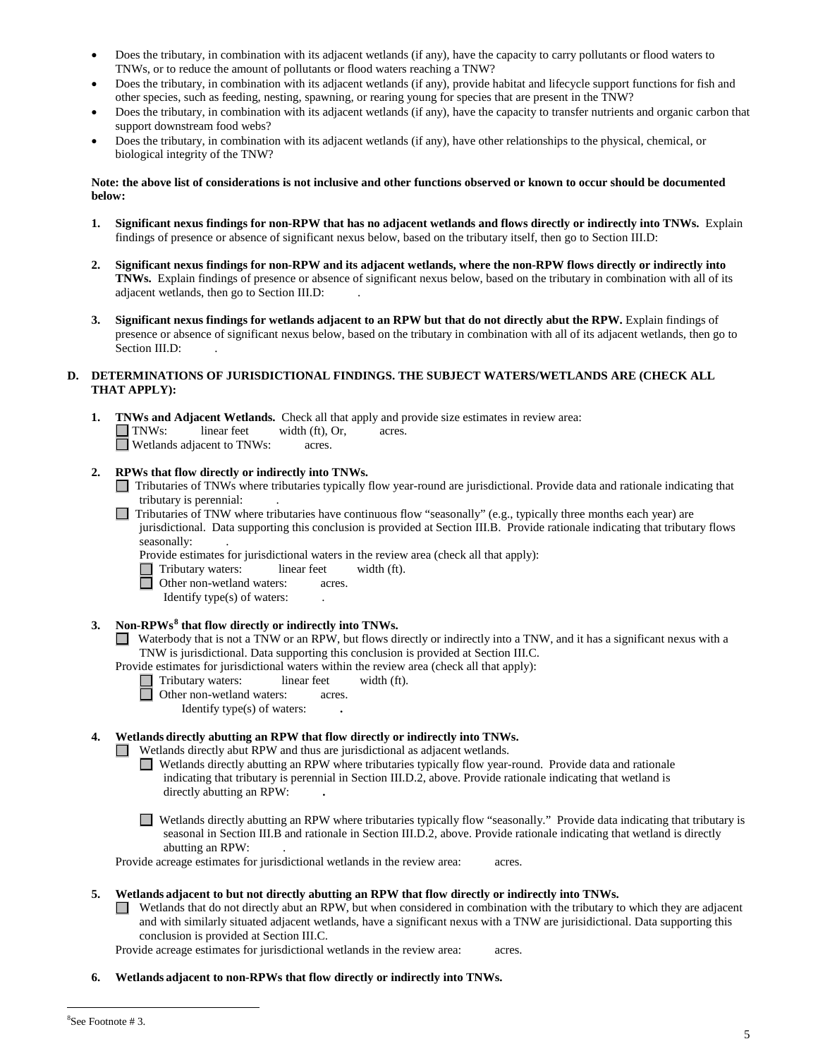- Does the tributary, in combination with its adjacent wetlands (if any), have the capacity to carry pollutants or flood waters to TNWs, or to reduce the amount of pollutants or flood waters reaching a TNW?
- Does the tributary, in combination with its adjacent wetlands (if any), provide habitat and lifecycle support functions for fish and other species, such as feeding, nesting, spawning, or rearing young for species that are present in the TNW?
- Does the tributary, in combination with its adjacent wetlands (if any), have the capacity to transfer nutrients and organic carbon that support downstream food webs?
- Does the tributary, in combination with its adjacent wetlands (if any), have other relationships to the physical, chemical, or biological integrity of the TNW?

**Note: the above list of considerations is not inclusive and other functions observed or known to occur should be documented below:**

1. **Significant nexus findings for non-RPW that has no adjacent wetlands and flows directly or indirectly into TNWs.** Explain findings of presence or absence of significant nexus below, based on the tributary itself, then go to Section III.D:

2. **Significant nexus findings for non-RPW and its adjacent wetlands, where the non-RPW flows directly or indirectly into TNWs.** Explain findings of presence or absence of significant nexus below, based on the tributary in combination with all of its adjacent wetlands, then go to Section III.D: .

3. **Significant nexus findings for wetlands adjacent to an RPW but that do not directly abut the RPW.** Explain findings of presence or absence of significant nexus below, based on the tributary in combination with all of its adjacent wetlands, then go to Section III.D: .

**D. DETERMINATIONS OF JURISDICTIONAL FINDINGS. THE SUBJECT WATERS/WETLANDS ARE (CHECK ALL THAT APPLY):**

1. **TNWs and Adjacent Wetlands.** Check all that apply and provide size estimates in review area:
   ☐ TNWs: linear feet width (ft), Or, acres.
   ☐ Wetlands adjacent to TNWs: acres.

2. **RPWs that flow directly or indirectly into TNWs.**
   ☐ Tributaries of TNWs where tributaries typically flow year-round are jurisdictional. Provide data and rationale indicating that tributary is perennial: .
   ☐ Tributaries of TNW where tributaries have continuous flow "seasonally" (e.g., typically three months each year) are jurisdictional. Data supporting this conclusion is provided at Section III.B. Provide rationale indicating that tributary flows seasonally: .

   Provide estimates for jurisdictional waters in the review area (check all that apply):
   ☐ Tributary waters: linear feet width (ft).
   ☐ Other non-wetland waters: acres.
   Identify type(s) of waters: .

3. **Non-RPWs[8] that flow directly or indirectly into TNWs.**
   ☐ Waterbody that is not a TNW or an RPW, but flows directly or indirectly into a TNW, and it has a significant nexus with a TNW is jurisdictional. Data supporting this conclusion is provided at Section III.C.

   Provide estimates for jurisdictional waters within the review area (check all that apply):
   ☐ Tributary waters: linear feet width (ft).
   ☐ Other non-wetland waters: acres.
   Identify type(s) of waters: **.**

4. **Wetlands directly abutting an RPW that flow directly or indirectly into TNWs.**
   ☐ Wetlands directly abut RPW and thus are jurisdictional as adjacent wetlands.
   ☐ Wetlands directly abutting an RPW where tributaries typically flow year-round. Provide data and rationale indicating that tributary is perennial in Section III.D.2, above. Provide rationale indicating that wetland is directly abutting an RPW: **.**

   ☐ Wetlands directly abutting an RPW where tributaries typically flow "seasonally." Provide data indicating that tributary is seasonal in Section III.B and rationale in Section III.D.2, above. Provide rationale indicating that wetland is directly abutting an RPW: .

   Provide acreage estimates for jurisdictional wetlands in the review area: acres.

5. **Wetlands adjacent to but not directly abutting an RPW that flow directly or indirectly into TNWs.**
   ☐ Wetlands that do not directly abut an RPW, but when considered in combination with the tributary to which they are adjacent and with similarly situated adjacent wetlands, have a significant nexus with a TNW are jurisidictional. Data supporting this conclusion is provided at Section III.C.

   Provide acreage estimates for jurisdictional wetlands in the review area: acres.

6. **Wetlands adjacent to non-RPWs that flow directly or indirectly into TNWs.**

---

[8] See Footnote # 3.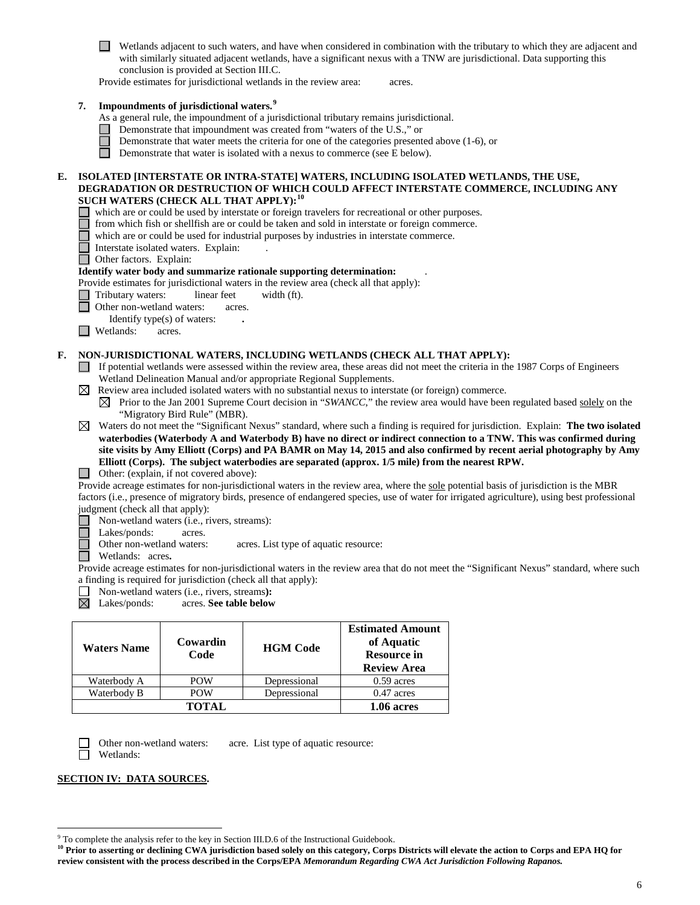☐ Wetlands adjacent to such waters, and have when considered in combination with the tributary to which they are adjacent and with similarly situated adjacent wetlands, have a significant nexus with a TNW are jurisdictional. Data supporting this conclusion is provided at Section III.C.

Provide estimates for jurisdictional wetlands in the review area: acres.

**7. Impoundments of jurisdictional waters.**[9]

As a general rule, the impoundment of a jurisdictional tributary remains jurisdictional.

☐ Demonstrate that impoundment was created from "waters of the U.S.," or
☐ Demonstrate that water meets the criteria for one of the categories presented above (1-6), or
☐ Demonstrate that water is isolated with a nexus to commerce (see E below).

**E. ISOLATED [INTERSTATE OR INTRA-STATE] WATERS, INCLUDING ISOLATED WETLANDS, THE USE, DEGRADATION OR DESTRUCTION OF WHICH COULD AFFECT INTERSTATE COMMERCE, INCLUDING ANY SUCH WATERS (CHECK ALL THAT APPLY):**[10]

☐ which are or could be used by interstate or foreign travelers for recreational or other purposes.
☐ from which fish or shellfish are or could be taken and sold in interstate or foreign commerce.
☐ which are or could be used for industrial purposes by industries in interstate commerce.
☐ Interstate isolated waters. Explain: .
☐ Other factors. Explain:

**Identify water body and summarize rationale supporting determination:** .

Provide estimates for jurisdictional waters in the review area (check all that apply):

☐ Tributary waters: linear feet width (ft).
☐ Other non-wetland waters: acres.
Identify type(s) of waters: **.**
☐ Wetlands: acres.

**F. NON-JURISDICTIONAL WATERS, INCLUDING WETLANDS (CHECK ALL THAT APPLY):**

☐ If potential wetlands were assessed within the review area, these areas did not meet the criteria in the 1987 Corps of Engineers Wetland Delineation Manual and/or appropriate Regional Supplements.

☒ Review area included isolated waters with no substantial nexus to interstate (or foreign) commerce.

☒ Prior to the Jan 2001 Supreme Court decision in "*SWANCC*," the review area would have been regulated based solely on the "Migratory Bird Rule" (MBR).

☒ Waters do not meet the "Significant Nexus" standard, where such a finding is required for jurisdiction. Explain: **The two isolated waterbodies (Waterbody A and Waterbody B) have no direct or indirect connection to a TNW. This was confirmed during site visits by Amy Elliott (Corps) and PA BAMR on May 14, 2015 and also confirmed by recent aerial photography by Amy Elliott (Corps). The subject waterbodies are separated (approx. 1/5 mile) from the nearest RPW.**

☐ Other: (explain, if not covered above):

Provide acreage estimates for non-jurisdictional waters in the review area, where the sole potential basis of jurisdiction is the MBR factors (i.e., presence of migratory birds, presence of endangered species, use of water for irrigated agriculture), using best professional judgment (check all that apply):

☐ Non-wetland waters (i.e., rivers, streams):
☐ Lakes/ponds: acres.
☐ Other non-wetland waters: acres. List type of aquatic resource:
☐ Wetlands: acres**.**

Provide acreage estimates for non-jurisdictional waters in the review area that do not meet the "Significant Nexus" standard, where such a finding is required for jurisdiction (check all that apply):

☐ Non-wetland waters (i.e., rivers, streams**):**
☒ Lakes/ponds: acres. **See table below**

| Waters Name | Cowardin Code | HGM Code | Estimated Amount of Aquatic Resource in Review Area |
|---|---|---|---|
| Waterbody A | POW | Depressional | 0.59 acres |
| Waterbody B | POW | Depressional | 0.47 acres |
| **TOTAL** | | | **1.06 acres** |

☐ Other non-wetland waters: acre. List type of aquatic resource:
☐ Wetlands:

**SECTION IV: DATA SOURCES.**

[9] To complete the analysis refer to the key in Section III.D.6 of the Instructional Guidebook.

[10] **Prior to asserting or declining CWA jurisdiction based solely on this category, Corps Districts will elevate the action to Corps and EPA HQ for review consistent with the process described in the Corps/EPA *Memorandum Regarding CWA Act Jurisdiction Following Rapanos.***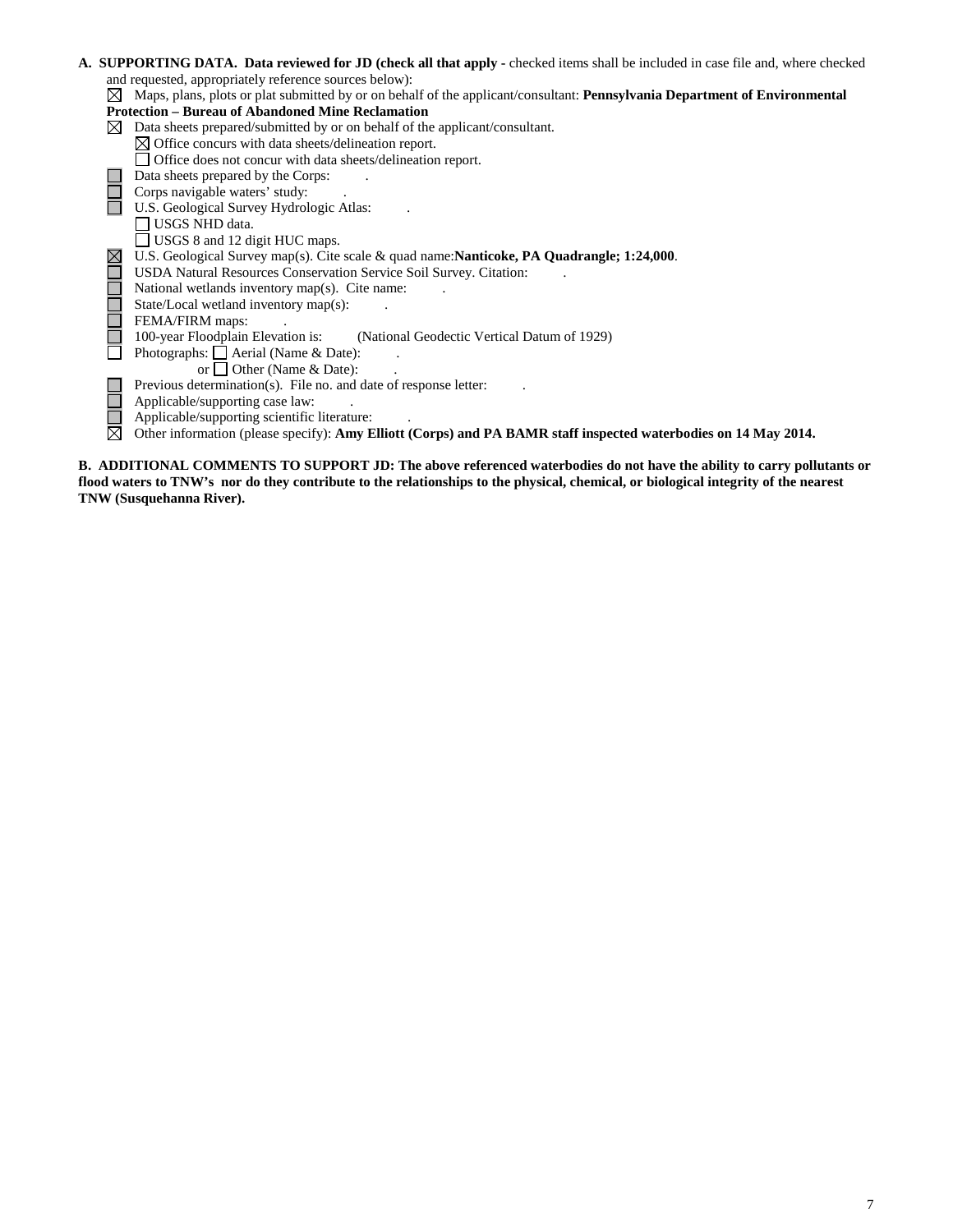**A. SUPPORTING DATA. Data reviewed for JD (check all that apply** - checked items shall be included in case file and, where checked and requested, appropriately reference sources below):

- ☒ Maps, plans, plots or plat submitted by or on behalf of the applicant/consultant: **Pennsylvania Department of Environmental Protection – Bureau of Abandoned Mine Reclamation**
- ☒ Data sheets prepared/submitted by or on behalf of the applicant/consultant.
  - ☒ Office concurs with data sheets/delineation report.
  - ☐ Office does not concur with data sheets/delineation report.
- ☐ Data sheets prepared by the Corps: .
- ☐ Corps navigable waters' study: .
- ☐ U.S. Geological Survey Hydrologic Atlas: .
  - ☐ USGS NHD data.
  - ☐ USGS 8 and 12 digit HUC maps.
- ☒ U.S. Geological Survey map(s). Cite scale & quad name:**Nanticoke, PA Quadrangle; 1:24,000**.
- ☐ USDA Natural Resources Conservation Service Soil Survey. Citation: .
- ☐ National wetlands inventory map(s). Cite name: .
- ☐ State/Local wetland inventory map(s): .
- ☐ FEMA/FIRM maps: .
- ☐ 100-year Floodplain Elevation is: (National Geodectic Vertical Datum of 1929)
- ☐ Photographs: ☐ Aerial (Name & Date): .
  or ☐ Other (Name & Date): .
- ☐ Previous determination(s). File no. and date of response letter: .
- ☐ Applicable/supporting case law: .
- ☐ Applicable/supporting scientific literature: .
- ☒ Other information (please specify): **Amy Elliott (Corps) and PA BAMR staff inspected waterbodies on 14 May 2014.**

**B. ADDITIONAL COMMENTS TO SUPPORT JD: The above referenced waterbodies do not have the ability to carry pollutants or flood waters to TNW's nor do they contribute to the relationships to the physical, chemical, or biological integrity of the nearest TNW (Susquehanna River).**